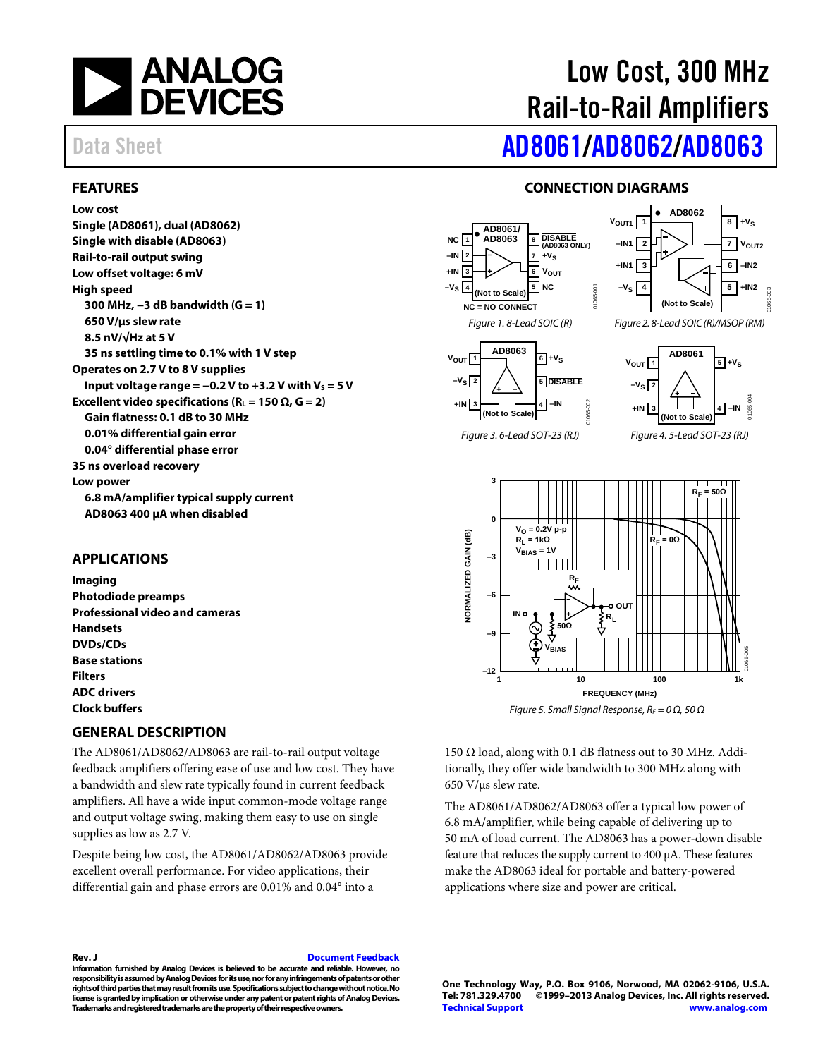# Low Cost, 300 MHz Rail-to-Rail Amplifiers

Data Sheet

# AD8061/AD8062/AD8063

## FEATURES

**Low cost**
**Single (AD8061), dual (AD8062)**
**Single with disable (AD8063)**
**Rail-to-rail output swing**
**Low offset voltage: 6 mV**
**High speed**
- **300 MHz, −3 dB bandwidth (G = 1)**
- **650 V/µs slew rate**
- **8.5 nV/√Hz at 5 V**
- **35 ns settling time to 0.1% with 1 V step**

**Operates on 2.7 V to 8 V supplies**
- **Input voltage range = −0.2 V to +3.2 V with $V_S$ = 5 V**

**Excellent video specifications ($R_L$ = 150 Ω, G = 2)**
- **Gain flatness: 0.1 dB to 30 MHz**
- **0.01% differential gain error**
- **0.04° differential phase error**

**35 ns overload recovery**
**Low power**
- **6.8 mA/amplifier typical supply current**
- **AD8063 400 µA when disabled**

## APPLICATIONS

**Imaging**
**Photodiode preamps**
**Professional video and cameras**
**Handsets**
**DVDs/CDs**
**Base stations**
**Filters**
**ADC drivers**
**Clock buffers**

## GENERAL DESCRIPTION

The AD8061/AD8062/AD8063 are rail-to-rail output voltage feedback amplifiers offering ease of use and low cost. They have a bandwidth and slew rate typically found in current feedback amplifiers. All have a wide input common-mode voltage range and output voltage swing, making them easy to use on single supplies as low as 2.7 V.

Despite being low cost, the AD8061/AD8062/AD8063 provide excellent overall performance. For video applications, their differential gain and phase errors are 0.01% and 0.04° into a 150 Ω load, along with 0.1 dB flatness out to 30 MHz. Additionally, they offer wide bandwidth to 300 MHz along with 650 V/µs slew rate.

The AD8061/AD8062/AD8063 offer a typical low power of 6.8 mA/amplifier, while being capable of delivering up to 50 mA of load current. The AD8063 has a power-down disable feature that reduces the supply current to 400 µA. These features make the AD8063 ideal for portable and battery-powered applications where size and power are critical.

## CONNECTION DIAGRAMS

*Figure 1. 8-Lead SOIC (R)*

*Figure 2. 8-Lead SOIC (R)/MSOP (RM)*

*Figure 3. 6-Lead SOT-23 (RJ)*

*Figure 4. 5-Lead SOT-23 (RJ)*

*Figure 5. Small Signal Response, $R_F$ = 0 Ω, 50 Ω*

Rev. J

Information furnished by Analog Devices is believed to be accurate and reliable. However, no responsibility is assumed by Analog Devices for its use, nor for any infringements of patents or other rights of third parties that may result from its use. Specifications subject to change without notice. No license is granted by implication or otherwise under any patent or patent rights of Analog Devices. Trademarks and registered trademarks are the property of their respective owners.

One Technology Way, P.O. Box 9106, Norwood, MA 02062-9106, U.S.A.
Tel: 781.329.4700 ©1999–2013 Analog Devices, Inc. All rights reserved.
Technical Support www.analog.com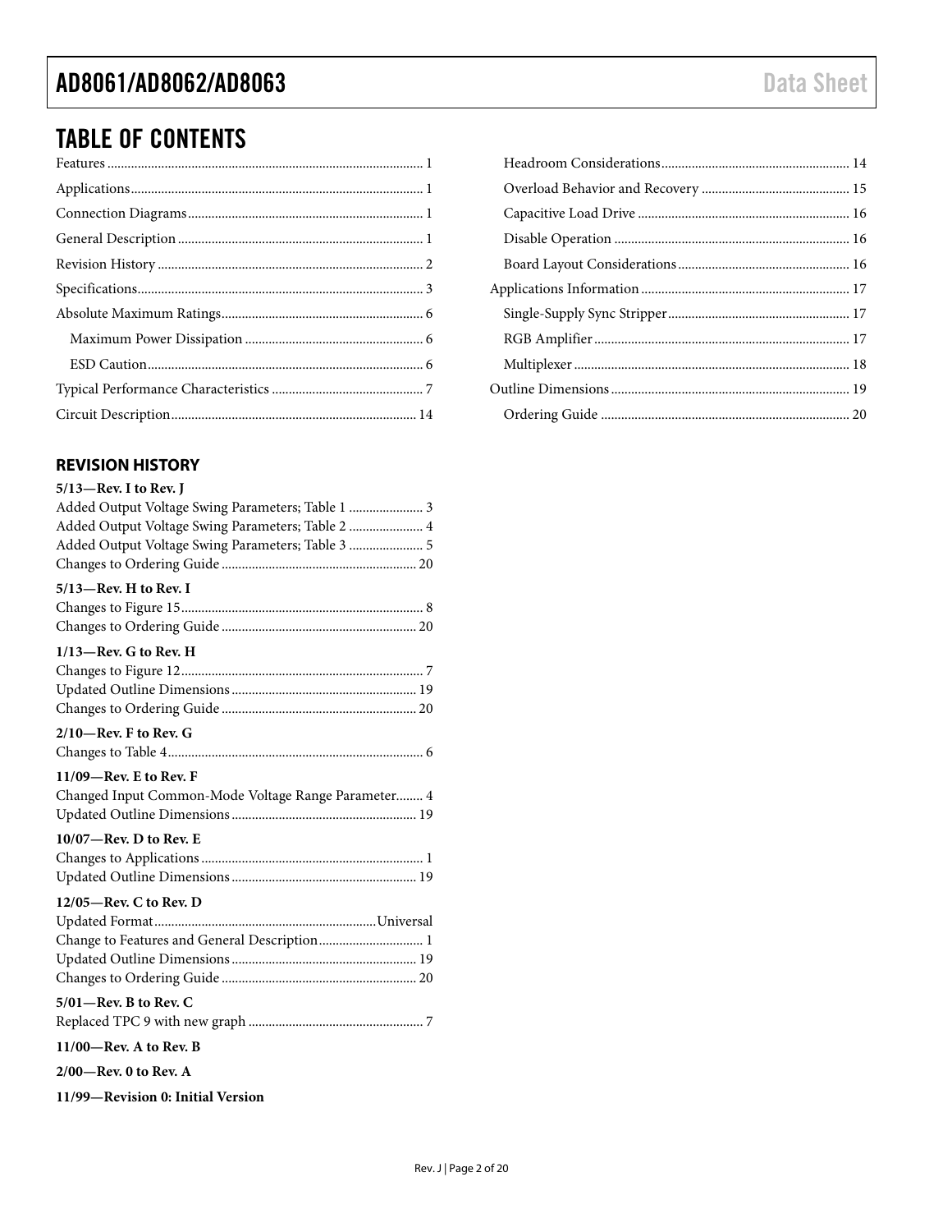## TABLE OF CONTENTS

Features ... 1
Applications ... 1
Connection Diagrams ... 1
General Description ... 1
Revision History ... 2
Specifications ... 3
Absolute Maximum Ratings ... 6
- Maximum Power Dissipation ... 6
- ESD Caution ... 6

Typical Performance Characteristics ... 7
Circuit Description ... 14
- Headroom Considerations ... 14
- Overload Behavior and Recovery ... 15
- Capacitive Load Drive ... 16
- Disable Operation ... 16
- Board Layout Considerations ... 16

Applications Information ... 17
- Single-Supply Sync Stripper ... 17
- RGB Amplifier ... 17
- Multiplexer ... 18

Outline Dimensions ... 19
- Ordering Guide ... 20

### REVISION HISTORY

**5/13—Rev. I to Rev. J**
Added Output Voltage Swing Parameters; Table 1 ... 3
Added Output Voltage Swing Parameters; Table 2 ... 4
Added Output Voltage Swing Parameters; Table 3 ... 5
Changes to Ordering Guide ... 20

**5/13—Rev. H to Rev. I**
Changes to Figure 15 ... 8
Changes to Ordering Guide ... 20

**1/13—Rev. G to Rev. H**
Changes to Figure 12 ... 7
Updated Outline Dimensions ... 19
Changes to Ordering Guide ... 20

**2/10—Rev. F to Rev. G**
Changes to Table 4 ... 6

**11/09—Rev. E to Rev. F**
Changed Input Common-Mode Voltage Range Parameter ... 4
Updated Outline Dimensions ... 19

**10/07—Rev. D to Rev. E**
Changes to Applications ... 1
Updated Outline Dimensions ... 19

**12/05—Rev. C to Rev. D**
Updated Format ... Universal
Change to Features and General Description ... 1
Updated Outline Dimensions ... 19
Changes to Ordering Guide ... 20

**5/01—Rev. B to Rev. C**
Replaced TPC 9 with new graph ... 7

**11/00—Rev. A to Rev. B**

**2/00—Rev. 0 to Rev. A**

**11/99—Revision 0: Initial Version**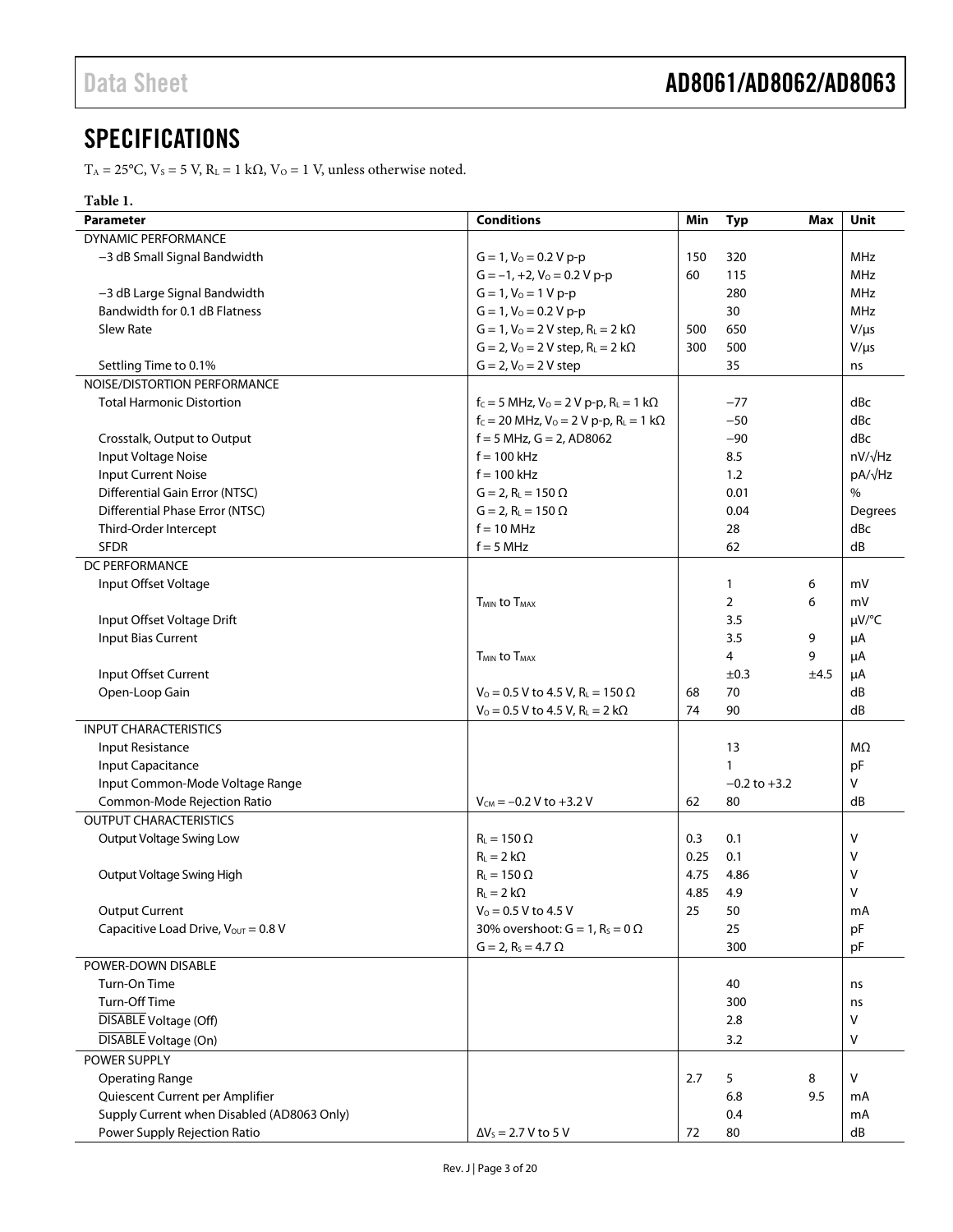## SPECIFICATIONS

$T_A$ = 25°C, $V_S$ = 5 V, $R_L$ = 1 kΩ, $V_O$ = 1 V, unless otherwise noted.

**Table 1.**

| Parameter | Conditions | Min | Typ | Max | Unit |
|---|---|---|---|---|---|
| DYNAMIC PERFORMANCE | | | | | |
| −3 dB Small Signal Bandwidth | G = 1, $V_O$ = 0.2 V p-p | 150 | 320 | | MHz |
| | G = −1, +2, $V_O$ = 0.2 V p-p | 60 | 115 | | MHz |
| −3 dB Large Signal Bandwidth | G = 1, $V_O$ = 1 V p-p | | 280 | | MHz |
| Bandwidth for 0.1 dB Flatness | G = 1, $V_O$ = 0.2 V p-p | | 30 | | MHz |
| Slew Rate | G = 1, $V_O$ = 2 V step, $R_L$ = 2 kΩ | 500 | 650 | | V/μs |
| | G = 2, $V_O$ = 2 V step, $R_L$ = 2 kΩ | 300 | 500 | | V/μs |
| Settling Time to 0.1% | G = 2, $V_O$ = 2 V step | | 35 | | ns |
| NOISE/DISTORTION PERFORMANCE | | | | | |
| Total Harmonic Distortion | $f_C$ = 5 MHz, $V_O$ = 2 V p-p, $R_L$ = 1 kΩ | | −77 | | dBc |
| | $f_C$ = 20 MHz, $V_O$ = 2 V p-p, $R_L$ = 1 kΩ | | −50 | | dBc |
| Crosstalk, Output to Output | f = 5 MHz, G = 2, AD8062 | | −90 | | dBc |
| Input Voltage Noise | f = 100 kHz | | 8.5 | | nV/√Hz |
| Input Current Noise | f = 100 kHz | | 1.2 | | pA/√Hz |
| Differential Gain Error (NTSC) | G = 2, $R_L$ = 150 Ω | | 0.01 | | % |
| Differential Phase Error (NTSC) | G = 2, $R_L$ = 150 Ω | | 0.04 | | Degrees |
| Third-Order Intercept | f = 10 MHz | | 28 | | dBc |
| SFDR | f = 5 MHz | | 62 | | dB |
| DC PERFORMANCE | | | | | |
| Input Offset Voltage | | | 1 | 6 | mV |
| | $T_{MIN}$ to $T_{MAX}$ | | 2 | 6 | mV |
| Input Offset Voltage Drift | | | 3.5 | | μV/°C |
| Input Bias Current | | | 3.5 | 9 | μA |
| | $T_{MIN}$ to $T_{MAX}$ | | 4 | 9 | μA |
| Input Offset Current | | | ±0.3 | ±4.5 | μA |
| Open-Loop Gain | $V_O$ = 0.5 V to 4.5 V, $R_L$ = 150 Ω | 68 | 70 | | dB |
| | $V_O$ = 0.5 V to 4.5 V, $R_L$ = 2 kΩ | 74 | 90 | | dB |
| INPUT CHARACTERISTICS | | | | | |
| Input Resistance | | | 13 | | MΩ |
| Input Capacitance | | | 1 | | pF |
| Input Common-Mode Voltage Range | | | −0.2 to +3.2 | | V |
| Common-Mode Rejection Ratio | $V_{CM}$ = −0.2 V to +3.2 V | 62 | 80 | | dB |
| OUTPUT CHARACTERISTICS | | | | | |
| Output Voltage Swing Low | $R_L$ = 150 Ω | 0.3 | 0.1 | | V |
| | $R_L$ = 2 kΩ | 0.25 | 0.1 | | V |
| Output Voltage Swing High | $R_L$ = 150 Ω | 4.75 | 4.86 | | V |
| | $R_L$ = 2 kΩ | 4.85 | 4.9 | | V |
| Output Current | $V_O$ = 0.5 V to 4.5 V | 25 | 50 | | mA |
| Capacitive Load Drive, $V_{OUT}$ = 0.8 V | 30% overshoot: G = 1, $R_S$ = 0 Ω | | 25 | | pF |
| | G = 2, $R_S$ = 4.7 Ω | | 300 | | pF |
| POWER-DOWN DISABLE | | | | | |
| Turn-On Time | | | 40 | | ns |
| Turn-Off Time | | | 300 | | ns |
| $\overline{\text{DISABLE}}$ Voltage (Off) | | | 2.8 | | V |
| $\overline{\text{DISABLE}}$ Voltage (On) | | | 3.2 | | V |
| POWER SUPPLY | | | | | |
| Operating Range | | 2.7 | 5 | 8 | V |
| Quiescent Current per Amplifier | | | 6.8 | 9.5 | mA |
| Supply Current when Disabled (AD8063 Only) | | | 0.4 | | mA |
| Power Supply Rejection Ratio | $\Delta V_S$ = 2.7 V to 5 V | 72 | 80 | | dB |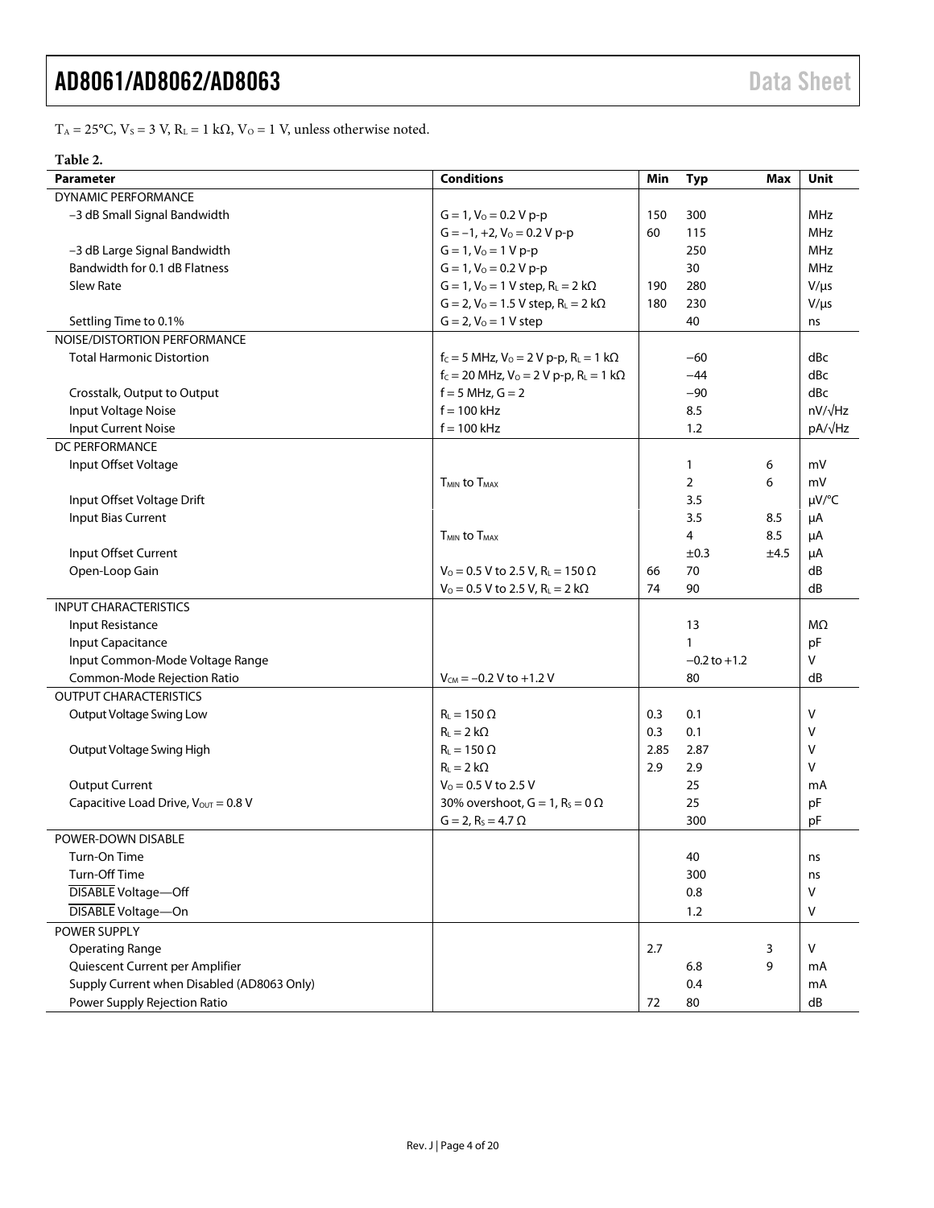$T_A = 25°C$, $V_S = 3$ V, $R_L = 1$ kΩ, $V_O = 1$ V, unless otherwise noted.

**Table 2.**

| Parameter | Conditions | Min | Typ | Max | Unit |
|---|---|---|---|---|---|
| DYNAMIC PERFORMANCE | | | | | |
| −3 dB Small Signal Bandwidth | $G = 1$, $V_O = 0.2$ V p-p | 150 | 300 | | MHz |
| | $G = −1, +2$, $V_O = 0.2$ V p-p | 60 | 115 | | MHz |
| −3 dB Large Signal Bandwidth | $G = 1$, $V_O = 1$ V p-p | | 250 | | MHz |
| Bandwidth for 0.1 dB Flatness | $G = 1$, $V_O = 0.2$ V p-p | | 30 | | MHz |
| Slew Rate | $G = 1$, $V_O = 1$ V step, $R_L = 2$ kΩ | 190 | 280 | | V/μs |
| | $G = 2$, $V_O = 1.5$ V step, $R_L = 2$ kΩ | 180 | 230 | | V/μs |
| Settling Time to 0.1% | $G = 2$, $V_O = 1$ V step | | 40 | | ns |
| NOISE/DISTORTION PERFORMANCE | | | | | |
| Total Harmonic Distortion | $f_C = 5$ MHz, $V_O = 2$ V p-p, $R_L = 1$ kΩ | | −60 | | dBc |
| | $f_C = 20$ MHz, $V_O = 2$ V p-p, $R_L = 1$ kΩ | | −44 | | dBc |
| Crosstalk, Output to Output | f = 5 MHz, G = 2 | | −90 | | dBc |
| Input Voltage Noise | f = 100 kHz | | 8.5 | | nV/√Hz |
| Input Current Noise | f = 100 kHz | | 1.2 | | pA/√Hz |
| DC PERFORMANCE | | | | | |
| Input Offset Voltage | | | 1 | 6 | mV |
| | $T_{MIN}$ to $T_{MAX}$ | | 2 | 6 | mV |
| Input Offset Voltage Drift | | | 3.5 | | μV/°C |
| Input Bias Current | | | 3.5 | 8.5 | μA |
| | $T_{MIN}$ to $T_{MAX}$ | | 4 | 8.5 | μA |
| Input Offset Current | | | ±0.3 | ±4.5 | μA |
| Open-Loop Gain | $V_O = 0.5$ V to 2.5 V, $R_L = 150$ Ω | 66 | 70 | | dB |
| | $V_O = 0.5$ V to 2.5 V, $R_L = 2$ kΩ | 74 | 90 | | dB |
| INPUT CHARACTERISTICS | | | | | |
| Input Resistance | | | 13 | | MΩ |
| Input Capacitance | | | 1 | | pF |
| Input Common-Mode Voltage Range | | | −0.2 to +1.2 | | V |
| Common-Mode Rejection Ratio | $V_{CM} = −0.2$ V to +1.2 V | | 80 | | dB |
| OUTPUT CHARACTERISTICS | | | | | |
| Output Voltage Swing Low | $R_L = 150$ Ω | 0.3 | 0.1 | | V |
| | $R_L = 2$ kΩ | 0.3 | 0.1 | | V |
| Output Voltage Swing High | $R_L = 150$ Ω | 2.85 | 2.87 | | V |
| | $R_L = 2$ kΩ | 2.9 | 2.9 | | V |
| Output Current | $V_O = 0.5$ V to 2.5 V | | 25 | | mA |
| Capacitive Load Drive, $V_{OUT} = 0.8$ V | 30% overshoot, G = 1, $R_S = 0$ Ω | | 25 | | pF |
| | G = 2, $R_S = 4.7$ Ω | | 300 | | pF |
| POWER-DOWN DISABLE | | | | | |
| Turn-On Time | | | 40 | | ns |
| Turn-Off Time | | | 300 | | ns |
| $\overline{\text{DISABLE}}$ Voltage—Off | | | 0.8 | | V |
| $\overline{\text{DISABLE}}$ Voltage—On | | | 1.2 | | V |
| POWER SUPPLY | | | | | |
| Operating Range | | 2.7 | | 3 | V |
| Quiescent Current per Amplifier | | | 6.8 | 9 | mA |
| Supply Current when Disabled (AD8063 Only) | | | 0.4 | | mA |
| Power Supply Rejection Ratio | | 72 | 80 | | dB |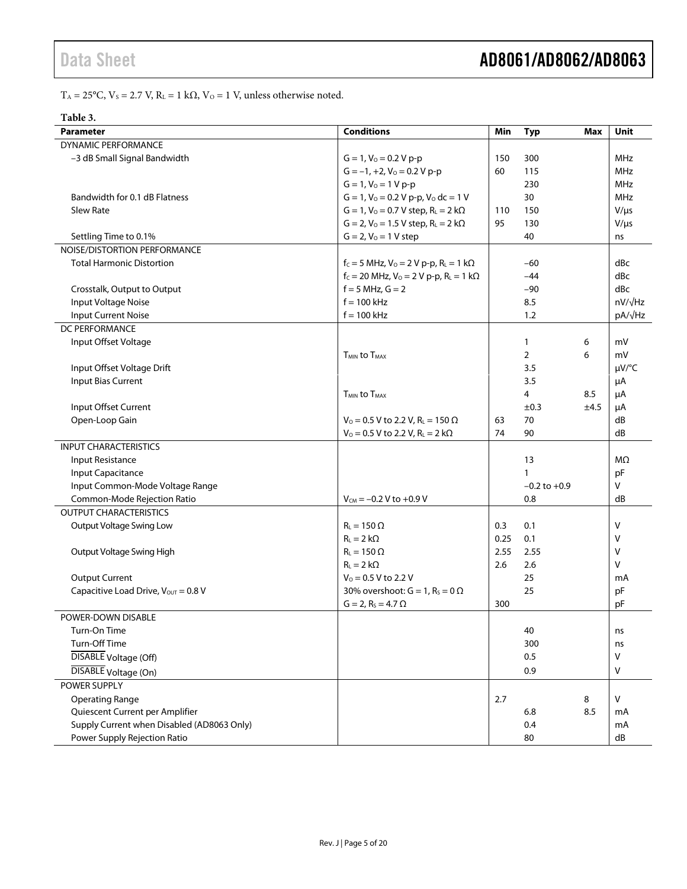$T_A$ = 25°C, $V_S$ = 2.7 V, $R_L$ = 1 kΩ, $V_O$ = 1 V, unless otherwise noted.

**Table 3.**

| Parameter | Conditions | Min | Typ | Max | Unit |
|---|---|---|---|---|---|
| DYNAMIC PERFORMANCE | | | | | |
| −3 dB Small Signal Bandwidth | G = 1, $V_O$ = 0.2 V p-p | 150 | 300 | | MHz |
| | G = −1, +2, $V_O$ = 0.2 V p-p | 60 | 115 | | MHz |
| | G = 1, $V_O$ = 1 V p-p | | 230 | | MHz |
| Bandwidth for 0.1 dB Flatness | G = 1, $V_O$ = 0.2 V p-p, $V_O$ dc = 1 V | | 30 | | MHz |
| Slew Rate | G = 1, $V_O$ = 0.7 V step, $R_L$ = 2 kΩ | 110 | 150 | | V/μs |
| | G = 2, $V_O$ = 1.5 V step, $R_L$ = 2 kΩ | 95 | 130 | | V/μs |
| Settling Time to 0.1% | G = 2, $V_O$ = 1 V step | | 40 | | ns |
| NOISE/DISTORTION PERFORMANCE | | | | | |
| Total Harmonic Distortion | $f_C$ = 5 MHz, $V_O$ = 2 V p-p, $R_L$ = 1 kΩ | | −60 | | dBc |
| | $f_C$ = 20 MHz, $V_O$ = 2 V p-p, $R_L$ = 1 kΩ | | −44 | | dBc |
| Crosstalk, Output to Output | f = 5 MHz, G = 2 | | −90 | | dBc |
| Input Voltage Noise | f = 100 kHz | | 8.5 | | nV/√Hz |
| Input Current Noise | f = 100 kHz | | 1.2 | | pA/√Hz |
| DC PERFORMANCE | | | | | |
| Input Offset Voltage | | | 1 | 6 | mV |
| | $T_{MIN}$ to $T_{MAX}$ | | 2 | 6 | mV |
| Input Offset Voltage Drift | | | 3.5 | | μV/°C |
| Input Bias Current | | | 3.5 | | μA |
| | $T_{MIN}$ to $T_{MAX}$ | | 4 | 8.5 | μA |
| Input Offset Current | | | ±0.3 | ±4.5 | μA |
| Open-Loop Gain | $V_O$ = 0.5 V to 2.2 V, $R_L$ = 150 Ω | 63 | 70 | | dB |
| | $V_O$ = 0.5 V to 2.2 V, $R_L$ = 2 kΩ | 74 | 90 | | dB |
| INPUT CHARACTERISTICS | | | | | |
| Input Resistance | | | 13 | | MΩ |
| Input Capacitance | | | 1 | | pF |
| Input Common-Mode Voltage Range | | | −0.2 to +0.9 | | V |
| Common-Mode Rejection Ratio | $V_{CM}$ = −0.2 V to +0.9 V | | 0.8 | | dB |
| OUTPUT CHARACTERISTICS | | | | | |
| Output Voltage Swing Low | $R_L$ = 150 Ω | 0.3 | 0.1 | | V |
| | $R_L$ = 2 kΩ | 0.25 | 0.1 | | V |
| Output Voltage Swing High | $R_L$ = 150 Ω | 2.55 | 2.55 | | V |
| | $R_L$ = 2 kΩ | 2.6 | 2.6 | | V |
| Output Current | $V_O$ = 0.5 V to 2.2 V | | 25 | | mA |
| Capacitive Load Drive, $V_{OUT}$ = 0.8 V | 30% overshoot: G = 1, $R_S$ = 0 Ω | | 25 | | pF |
| | G = 2, $R_S$ = 4.7 Ω | 300 | | | pF |
| POWER-DOWN DISABLE | | | | | |
| Turn-On Time | | | 40 | | ns |
| Turn-Off Time | | | 300 | | ns |
| $\overline{\text{DISABLE}}$ Voltage (Off) | | | 0.5 | | V |
| $\overline{\text{DISABLE}}$ Voltage (On) | | | 0.9 | | V |
| POWER SUPPLY | | | | | |
| Operating Range | | 2.7 | | 8 | V |
| Quiescent Current per Amplifier | | | 6.8 | 8.5 | mA |
| Supply Current when Disabled (AD8063 Only) | | | 0.4 | | mA |
| Power Supply Rejection Ratio | | | 80 | | dB |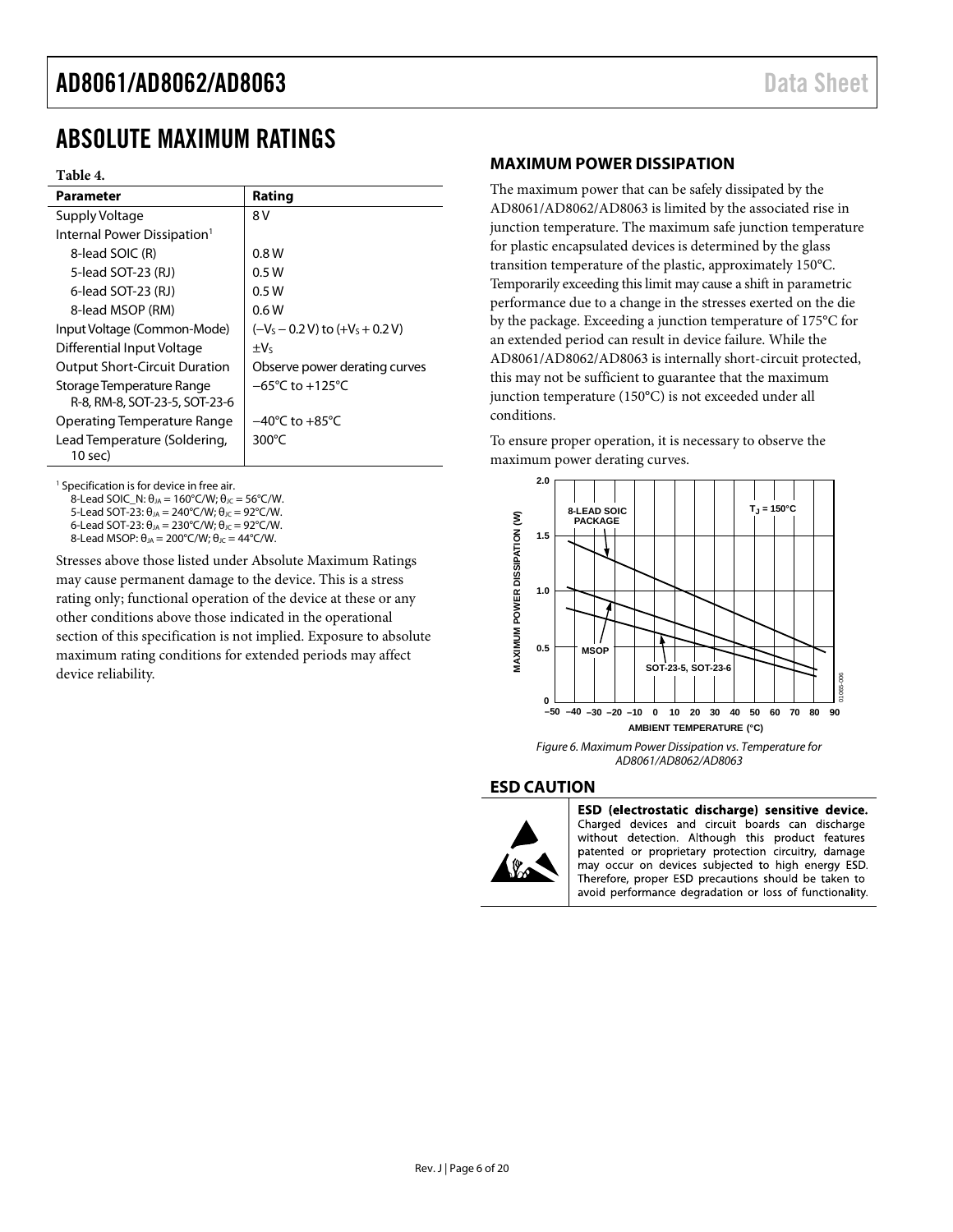# ABSOLUTE MAXIMUM RATINGS

**Table 4.**

| Parameter | Rating |
|---|---|
| Supply Voltage | 8 V |
| Internal Power Dissipation[1] | |
| 8-lead SOIC (R) | 0.8 W |
| 5-lead SOT-23 (RJ) | 0.5 W |
| 6-lead SOT-23 (RJ) | 0.5 W |
| 8-lead MSOP (RM) | 0.6 W |
| Input Voltage (Common-Mode) | $(-V_S - 0.2\text{ V})$ to $(+V_S + 0.2\text{ V})$ |
| Differential Input Voltage | $\pm V_S$ |
| Output Short-Circuit Duration | Observe power derating curves |
| Storage Temperature Range R-8, RM-8, SOT-23-5, SOT-23-6 | −65°C to +125°C |
| Operating Temperature Range | −40°C to +85°C |
| Lead Temperature (Soldering, 10 sec) | 300°C |

[1] Specification is for device in free air.
8-Lead SOIC_N: $\theta_{JA}$ = 160°C/W; $\theta_{JC}$ = 56°C/W.
5-Lead SOT-23: $\theta_{JA}$ = 240°C/W; $\theta_{JC}$ = 92°C/W.
6-Lead SOT-23: $\theta_{JA}$ = 230°C/W; $\theta_{JC}$ = 92°C/W.
8-Lead MSOP: $\theta_{JA}$ = 200°C/W; $\theta_{JC}$ = 44°C/W.

Stresses above those listed under Absolute Maximum Ratings may cause permanent damage to the device. This is a stress rating only; functional operation of the device at these or any other conditions above those indicated in the operational section of this specification is not implied. Exposure to absolute maximum rating conditions for extended periods may affect device reliability.

## MAXIMUM POWER DISSIPATION

The maximum power that can be safely dissipated by the AD8061/AD8062/AD8063 is limited by the associated rise in junction temperature. The maximum safe junction temperature for plastic encapsulated devices is determined by the glass transition temperature of the plastic, approximately 150°C. Temporarily exceeding this limit may cause a shift in parametric performance due to a change in the stresses exerted on the die by the package. Exceeding a junction temperature of 175°C for an extended period can result in device failure. While the AD8061/AD8062/AD8063 is internally short-circuit protected, this may not be sufficient to guarantee that the maximum junction temperature (150°C) is not exceeded under all conditions.

To ensure proper operation, it is necessary to observe the maximum power derating curves.

*Figure 6. Maximum Power Dissipation vs. Temperature for AD8061/AD8062/AD8063*

## ESD CAUTION

**ESD (electrostatic discharge) sensitive device.** Charged devices and circuit boards can discharge without detection. Although this product features patented or proprietary protection circuitry, damage may occur on devices subjected to high energy ESD. Therefore, proper ESD precautions should be taken to avoid performance degradation or loss of functionality.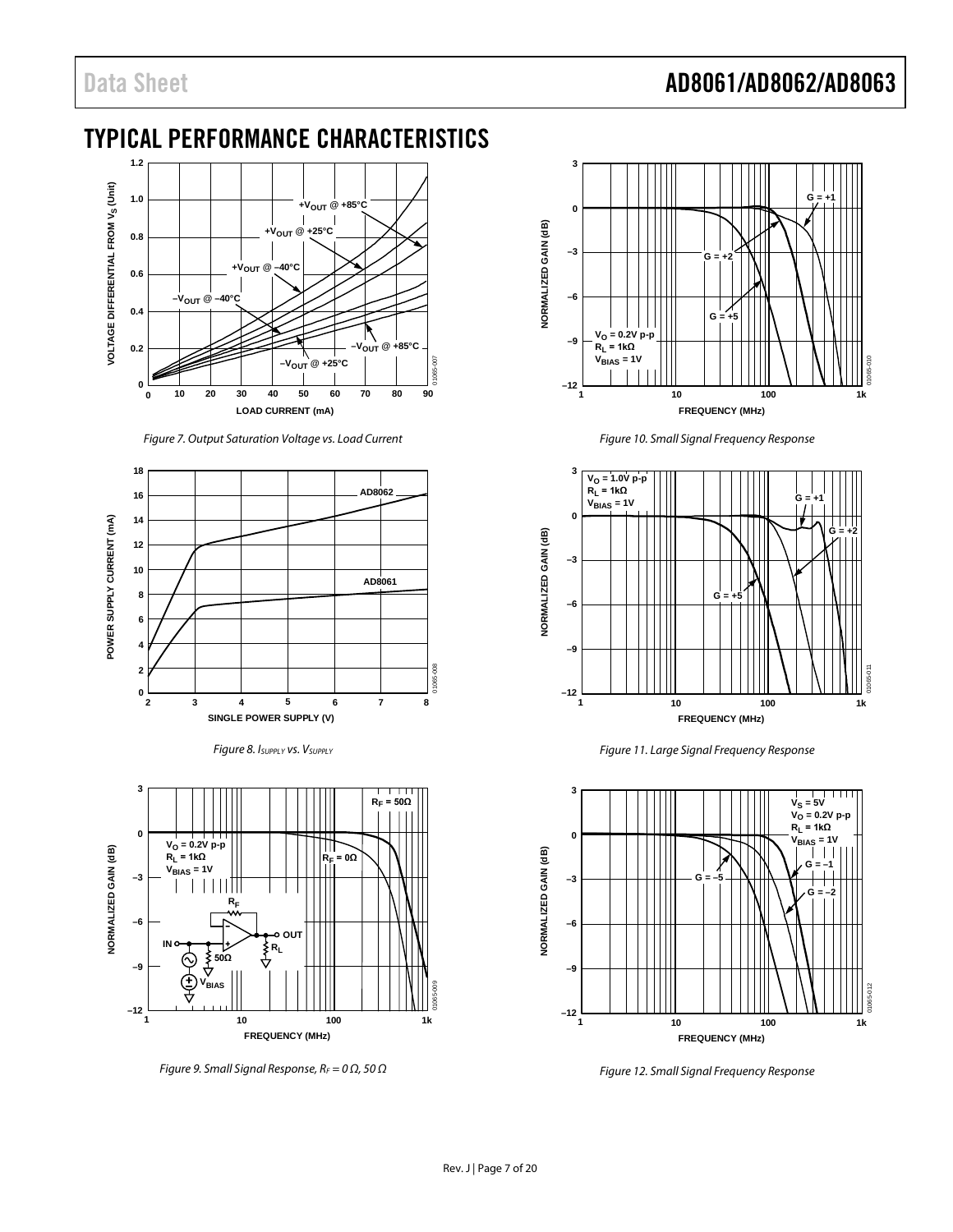# TYPICAL PERFORMANCE CHARACTERISTICS

*Figure 7. Output Saturation Voltage vs. Load Current*

*Figure 8. $I_{SUPPLY}$ vs. $V_{SUPPLY}$*

*Figure 9. Small Signal Response, $R_F$ = 0 Ω, 50 Ω*

*Figure 10. Small Signal Frequency Response*

*Figure 11. Large Signal Frequency Response*

*Figure 12. Small Signal Frequency Response*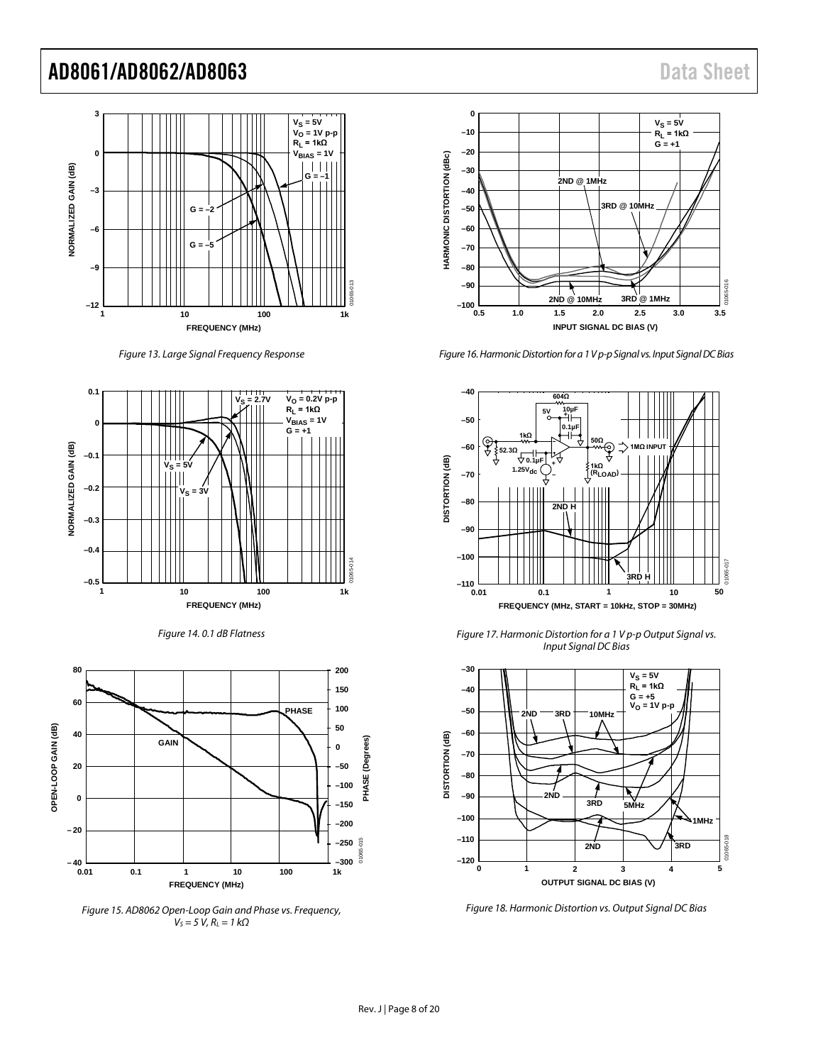Figure 13. Large Signal Frequency Response

Figure 14. 0.1 dB Flatness

Figure 15. AD8062 Open-Loop Gain and Phase vs. Frequency, $V_S = 5$ V, $R_L = 1$ kΩ

Figure 16. Harmonic Distortion for a 1 V p-p Signal vs. Input Signal DC Bias

Figure 17. Harmonic Distortion for a 1 V p-p Output Signal vs. Input Signal DC Bias

Figure 18. Harmonic Distortion vs. Output Signal DC Bias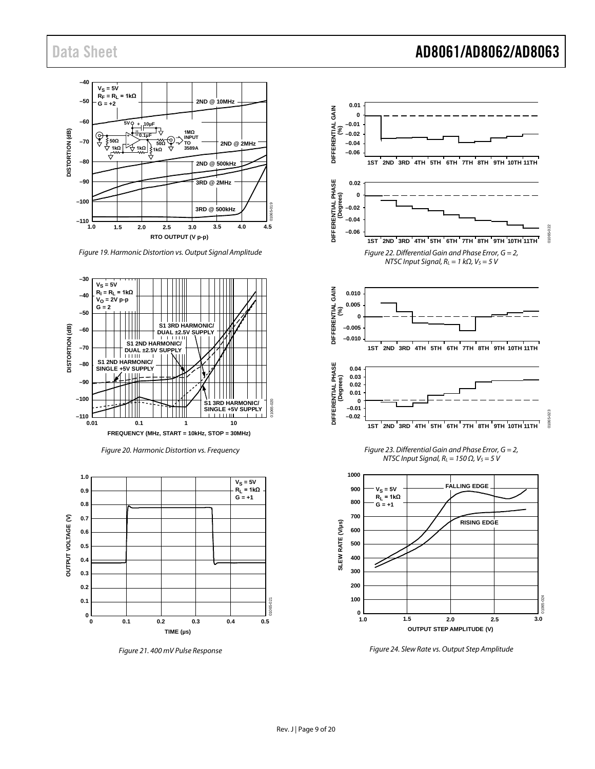Figure 19. Harmonic Distortion vs. Output Signal Amplitude

Figure 20. Harmonic Distortion vs. Frequency

Figure 21. 400 mV Pulse Response

Figure 22. Differential Gain and Phase Error, G = 2, NTSC Input Signal, $R_L$ = 1 kΩ, $V_S$ = 5 V

Figure 23. Differential Gain and Phase Error, G = 2, NTSC Input Signal, $R_L$ = 150 Ω, $V_S$ = 5 V

Figure 24. Slew Rate vs. Output Step Amplitude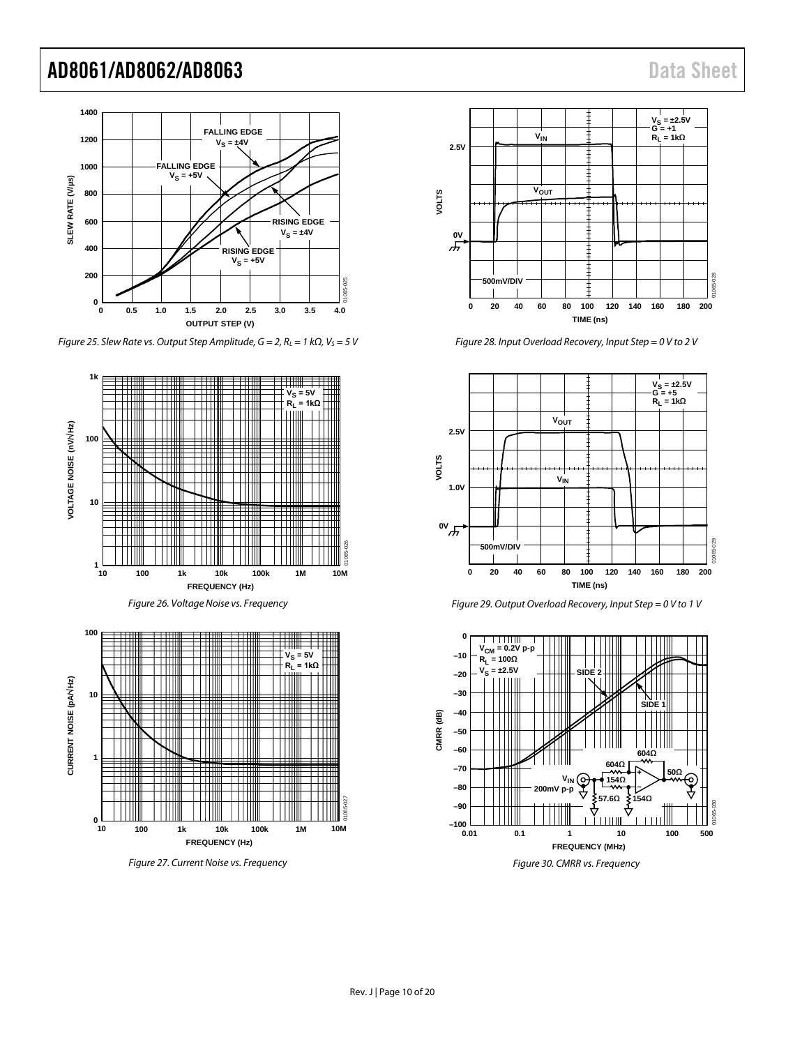Figure 25. Slew Rate vs. Output Step Amplitude, G = 2, $R_L$ = 1 kΩ, $V_S$ = 5 V

Figure 26. Voltage Noise vs. Frequency

Figure 27. Current Noise vs. Frequency

Figure 28. Input Overload Recovery, Input Step = 0 V to 2 V

Figure 29. Output Overload Recovery, Input Step = 0 V to 1 V

Figure 30. CMRR vs. Frequency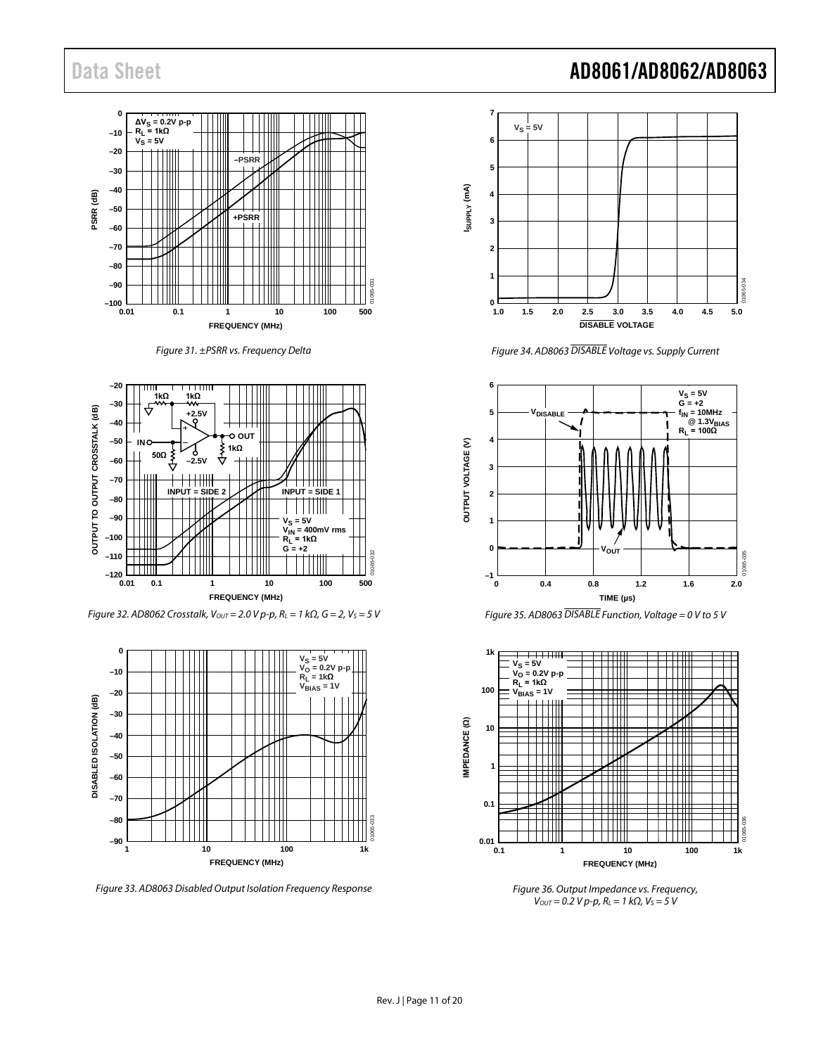Figure 31. ±PSRR vs. Frequency Delta

Figure 32. AD8062 Crosstalk, $V_{OUT}$ = 2.0 V p-p, $R_L$ = 1 kΩ, G = 2, $V_S$ = 5 V

Figure 33. AD8063 Disabled Output Isolation Frequency Response

Figure 34. AD8063 $\overline{DISABLE}$ Voltage vs. Supply Current

Figure 35. AD8063 $\overline{DISABLE}$ Function, Voltage = 0 V to 5 V

Figure 36. Output Impedance vs. Frequency, $V_{OUT}$ = 0.2 V p-p, $R_L$ = 1 kΩ, $V_S$ = 5 V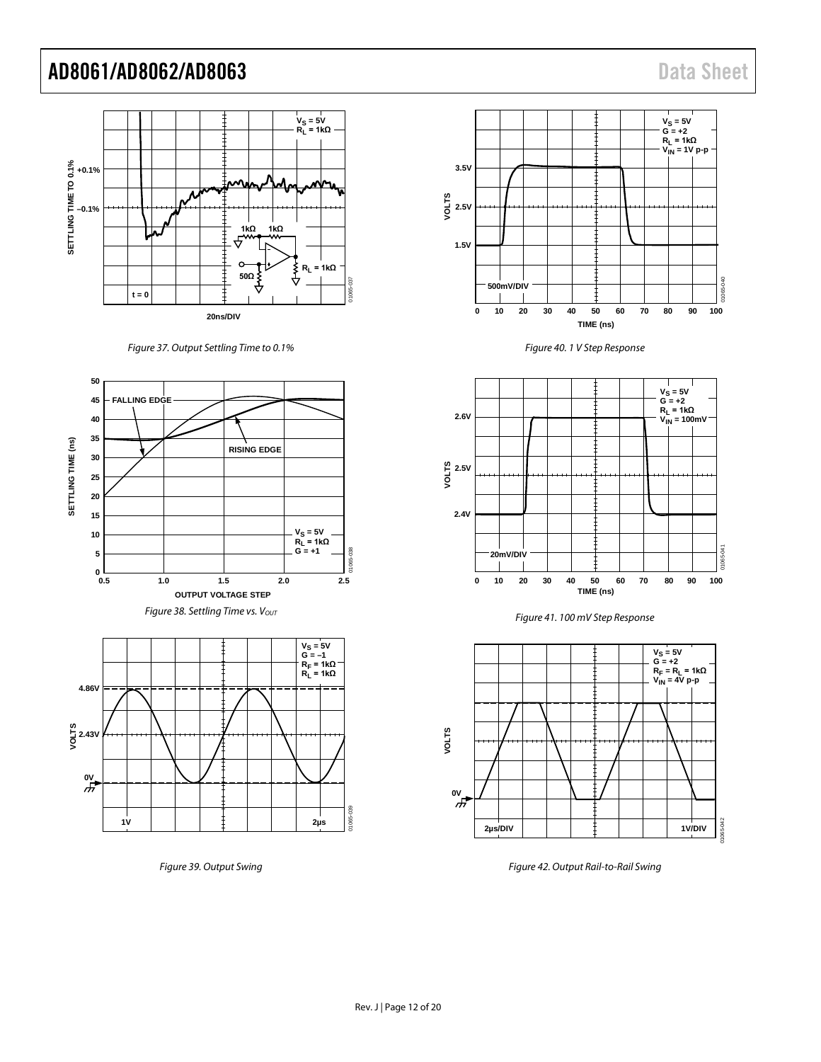Figure 37. Output Settling Time to 0.1%

Figure 38. Settling Time vs. $V_{OUT}$

Figure 39. Output Swing

Figure 40. 1 V Step Response

Figure 41. 100 mV Step Response

Figure 42. Output Rail-to-Rail Swing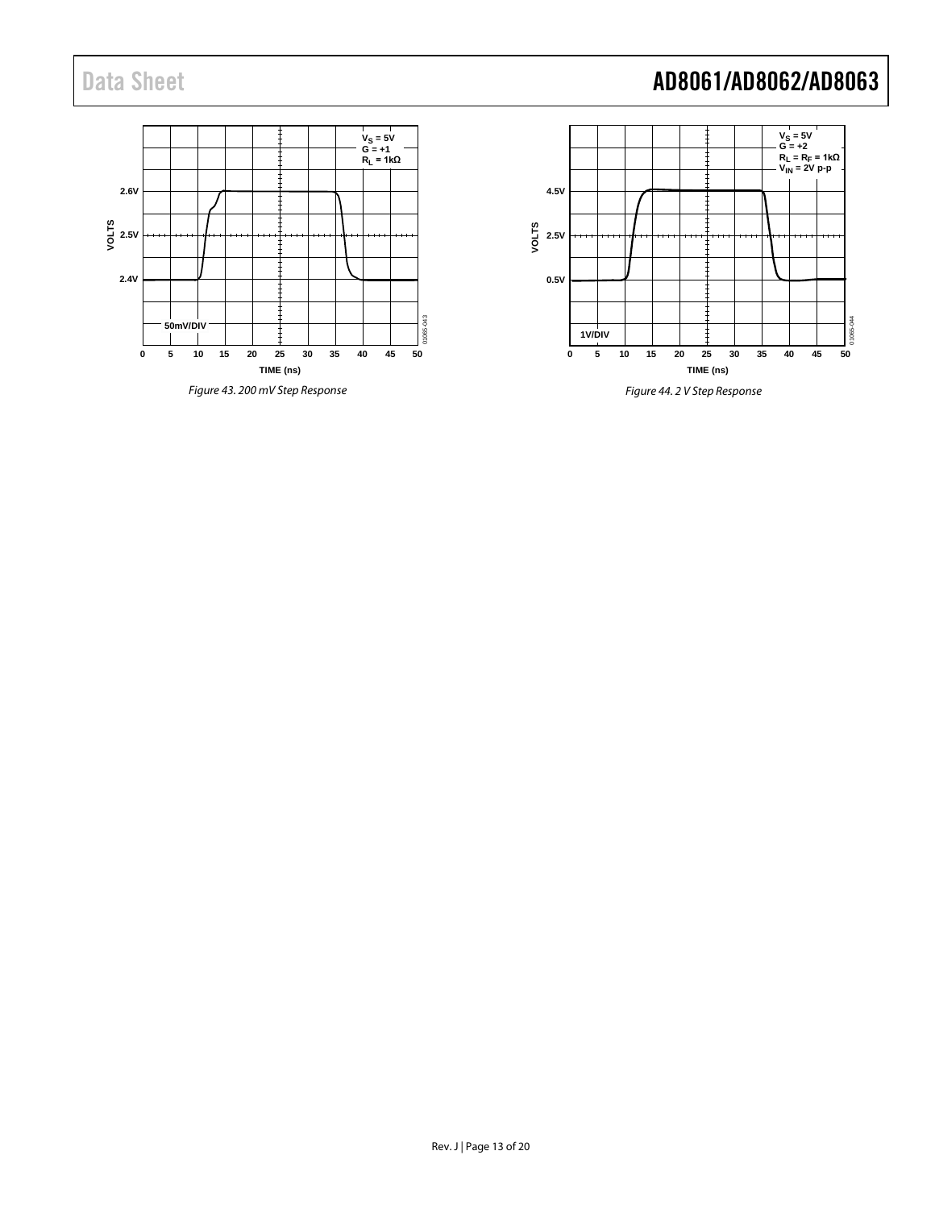Figure 43. 200 mV Step Response

Figure 44. 2 V Step Response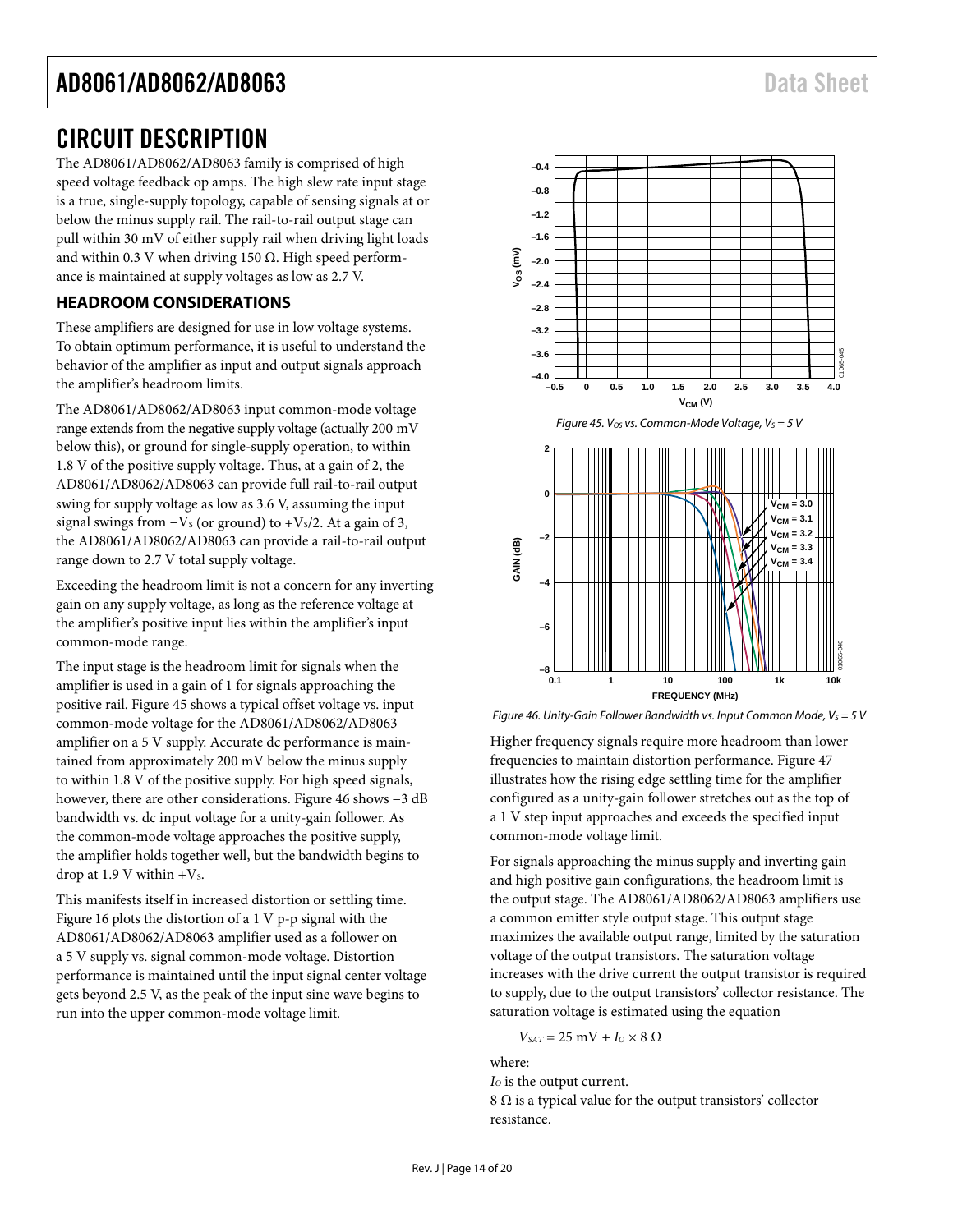# CIRCUIT DESCRIPTION

The AD8061/AD8062/AD8063 family is comprised of high speed voltage feedback op amps. The high slew rate input stage is a true, single-supply topology, capable of sensing signals at or below the minus supply rail. The rail-to-rail output stage can pull within 30 mV of either supply rail when driving light loads and within 0.3 V when driving 150 Ω. High speed performance is maintained at supply voltages as low as 2.7 V.

## HEADROOM CONSIDERATIONS

These amplifiers are designed for use in low voltage systems. To obtain optimum performance, it is useful to understand the behavior of the amplifier as input and output signals approach the amplifier's headroom limits.

The AD8061/AD8062/AD8063 input common-mode voltage range extends from the negative supply voltage (actually 200 mV below this), or ground for single-supply operation, to within 1.8 V of the positive supply voltage. Thus, at a gain of 2, the AD8061/AD8062/AD8063 can provide full rail-to-rail output swing for supply voltage as low as 3.6 V, assuming the input signal swings from $-V_S$ (or ground) to $+V_S/2$. At a gain of 3, the AD8061/AD8062/AD8063 can provide a rail-to-rail output range down to 2.7 V total supply voltage.

Exceeding the headroom limit is not a concern for any inverting gain on any supply voltage, as long as the reference voltage at the amplifier's positive input lies within the amplifier's input common-mode range.

The input stage is the headroom limit for signals when the amplifier is used in a gain of 1 for signals approaching the positive rail. Figure 45 shows a typical offset voltage vs. input common-mode voltage for the AD8061/AD8062/AD8063 amplifier on a 5 V supply. Accurate dc performance is maintained from approximately 200 mV below the minus supply to within 1.8 V of the positive supply. For high speed signals, however, there are other considerations. Figure 46 shows −3 dB bandwidth vs. dc input voltage for a unity-gain follower. As the common-mode voltage approaches the positive supply, the amplifier holds together well, but the bandwidth begins to drop at 1.9 V within $+V_S$.

This manifests itself in increased distortion or settling time. Figure 16 plots the distortion of a 1 V p-p signal with the AD8061/AD8062/AD8063 amplifier used as a follower on a 5 V supply vs. signal common-mode voltage. Distortion performance is maintained until the input signal center voltage gets beyond 2.5 V, as the peak of the input sine wave begins to run into the upper common-mode voltage limit.

*Figure 45. $V_{OS}$ vs. Common-Mode Voltage, $V_S$ = 5 V*

*Figure 46. Unity-Gain Follower Bandwidth vs. Input Common Mode, $V_S$ = 5 V*

Higher frequency signals require more headroom than lower frequencies to maintain distortion performance. Figure 47 illustrates how the rising edge settling time for the amplifier configured as a unity-gain follower stretches out as the top of a 1 V step input approaches and exceeds the specified input common-mode voltage limit.

For signals approaching the minus supply and inverting gain and high positive gain configurations, the headroom limit is the output stage. The AD8061/AD8062/AD8063 amplifiers use a common emitter style output stage. This output stage maximizes the available output range, limited by the saturation voltage of the output transistors. The saturation voltage increases with the drive current the output transistor is required to supply, due to the output transistors' collector resistance. The saturation voltage is estimated using the equation

$$V_{SAT} = 25 \text{ mV} + I_O \times 8 \ \Omega$$

where:

$I_O$ is the output current.

8 Ω is a typical value for the output transistors' collector resistance.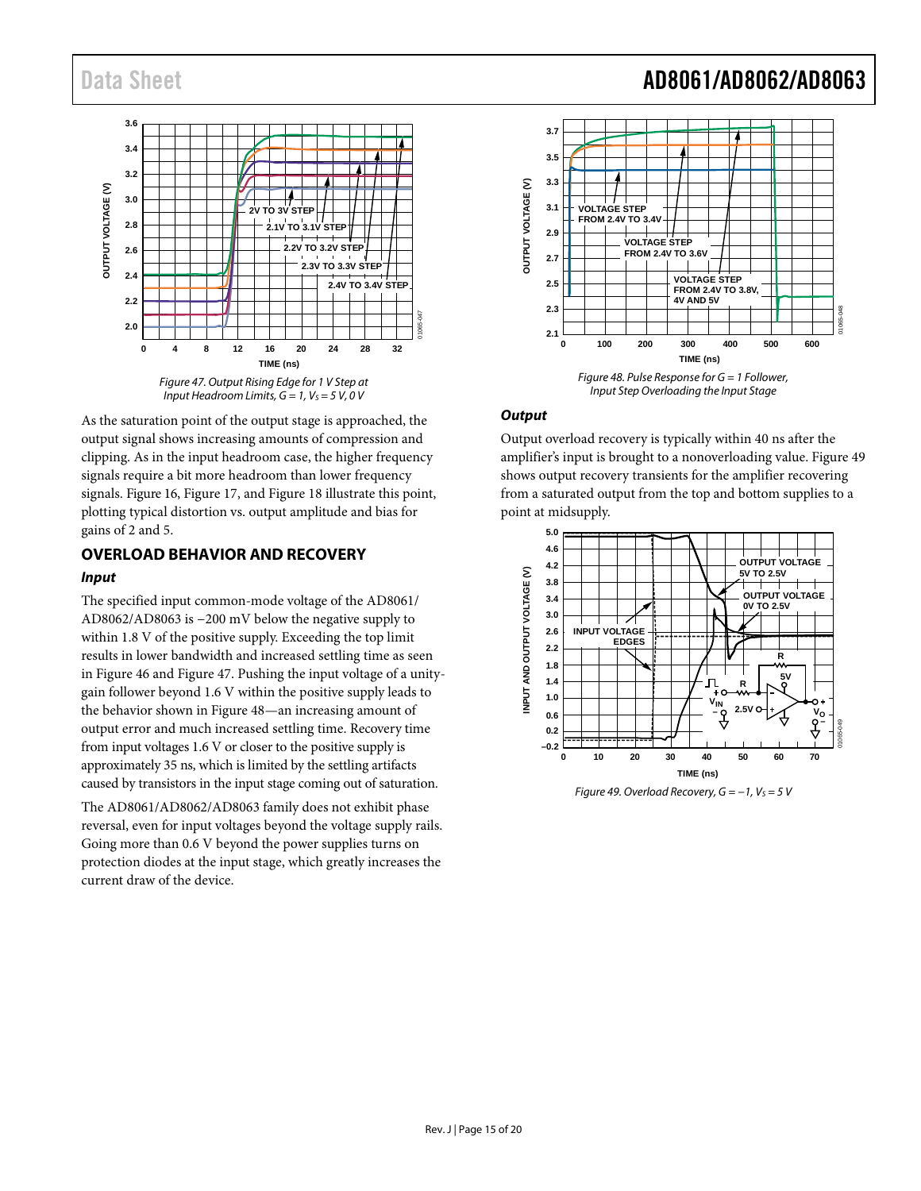Figure 47. Output Rising Edge for 1 V Step at Input Headroom Limits, G = 1, $V_S$ = 5 V, 0 V

As the saturation point of the output stage is approached, the output signal shows increasing amounts of compression and clipping. As in the input headroom case, the higher frequency signals require a bit more headroom than lower frequency signals. Figure 16, Figure 17, and Figure 18 illustrate this point, plotting typical distortion vs. output amplitude and bias for gains of 2 and 5.

## OVERLOAD BEHAVIOR AND RECOVERY

### Input

The specified input common-mode voltage of the AD8061/AD8062/AD8063 is −200 mV below the negative supply to within 1.8 V of the positive supply. Exceeding the top limit results in lower bandwidth and increased settling time as seen in Figure 46 and Figure 47. Pushing the input voltage of a unity-gain follower beyond 1.6 V within the positive supply leads to the behavior shown in Figure 48—an increasing amount of output error and much increased settling time. Recovery time from input voltages 1.6 V or closer to the positive supply is approximately 35 ns, which is limited by the settling artifacts caused by transistors in the input stage coming out of saturation.

The AD8061/AD8062/AD8063 family does not exhibit phase reversal, even for input voltages beyond the voltage supply rails. Going more than 0.6 V beyond the power supplies turns on protection diodes at the input stage, which greatly increases the current draw of the device.

Figure 48. Pulse Response for G = 1 Follower, Input Step Overloading the Input Stage

### Output

Output overload recovery is typically within 40 ns after the amplifier's input is brought to a nonoverloading value. Figure 49 shows output recovery transients for the amplifier recovering from a saturated output from the top and bottom supplies to a point at midsupply.

Figure 49. Overload Recovery, G = −1, $V_S$ = 5 V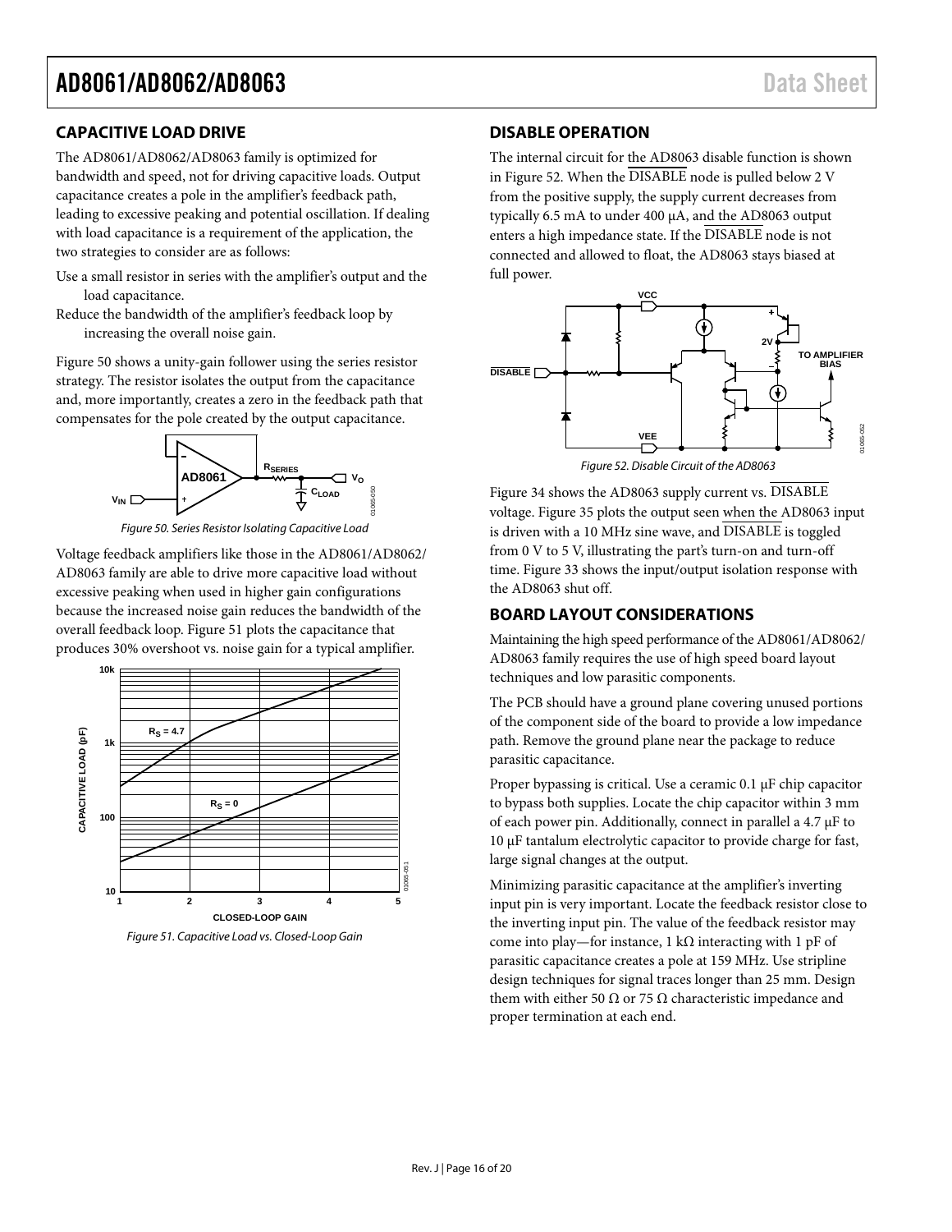## CAPACITIVE LOAD DRIVE

The AD8061/AD8062/AD8063 family is optimized for bandwidth and speed, not for driving capacitive loads. Output capacitance creates a pole in the amplifier's feedback path, leading to excessive peaking and potential oscillation. If dealing with load capacitance is a requirement of the application, the two strategies to consider are as follows:

Use a small resistor in series with the amplifier's output and the load capacitance.

Reduce the bandwidth of the amplifier's feedback loop by increasing the overall noise gain.

Figure 50 shows a unity-gain follower using the series resistor strategy. The resistor isolates the output from the capacitance and, more importantly, creates a zero in the feedback path that compensates for the pole created by the output capacitance.

*Figure 50. Series Resistor Isolating Capacitive Load*

Voltage feedback amplifiers like those in the AD8061/AD8062/AD8063 family are able to drive more capacitive load without excessive peaking when used in higher gain configurations because the increased noise gain reduces the bandwidth of the overall feedback loop. Figure 51 plots the capacitance that produces 30% overshoot vs. noise gain for a typical amplifier.

*Figure 51. Capacitive Load vs. Closed-Loop Gain*

## DISABLE OPERATION

The internal circuit for the AD8063 disable function is shown in Figure 52. When the $\overline{\text{DISABLE}}$ node is pulled below 2 V from the positive supply, the supply current decreases from typically 6.5 mA to under 400 μA, and the AD8063 output enters a high impedance state. If the $\overline{\text{DISABLE}}$ node is not connected and allowed to float, the AD8063 stays biased at full power.

*Figure 52. Disable Circuit of the AD8063*

Figure 34 shows the AD8063 supply current vs. $\overline{\text{DISABLE}}$ voltage. Figure 35 plots the output seen when the AD8063 input is driven with a 10 MHz sine wave, and $\overline{\text{DISABLE}}$ is toggled from 0 V to 5 V, illustrating the part's turn-on and turn-off time. Figure 33 shows the input/output isolation response with the AD8063 shut off.

## BOARD LAYOUT CONSIDERATIONS

Maintaining the high speed performance of the AD8061/AD8062/AD8063 family requires the use of high speed board layout techniques and low parasitic components.

The PCB should have a ground plane covering unused portions of the component side of the board to provide a low impedance path. Remove the ground plane near the package to reduce parasitic capacitance.

Proper bypassing is critical. Use a ceramic 0.1 μF chip capacitor to bypass both supplies. Locate the chip capacitor within 3 mm of each power pin. Additionally, connect in parallel a 4.7 μF to 10 μF tantalum electrolytic capacitor to provide charge for fast, large signal changes at the output.

Minimizing parasitic capacitance at the amplifier's inverting input pin is very important. Locate the feedback resistor close to the inverting input pin. The value of the feedback resistor may come into play—for instance, 1 kΩ interacting with 1 pF of parasitic capacitance creates a pole at 159 MHz. Use stripline design techniques for signal traces longer than 25 mm. Design them with either 50 Ω or 75 Ω characteristic impedance and proper termination at each end.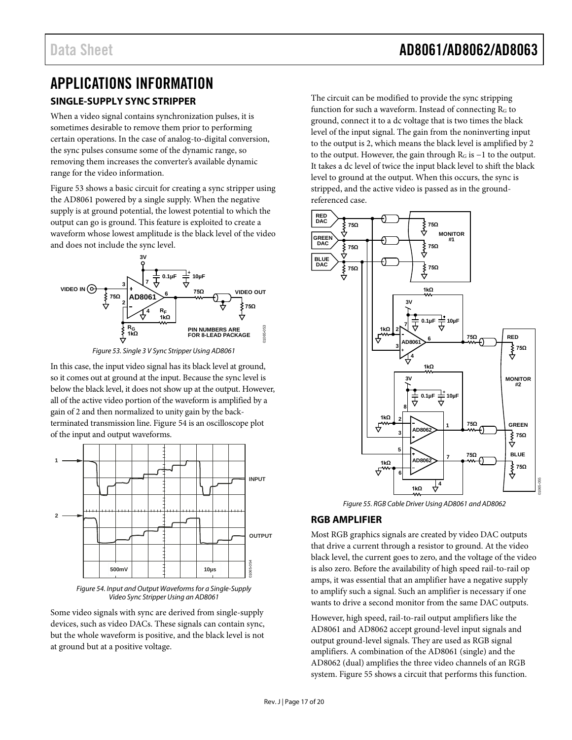# APPLICATIONS INFORMATION

## SINGLE-SUPPLY SYNC STRIPPER

When a video signal contains synchronization pulses, it is sometimes desirable to remove them prior to performing certain operations. In the case of analog-to-digital conversion, the sync pulses consume some of the dynamic range, so removing them increases the converter's available dynamic range for the video information.

Figure 53 shows a basic circuit for creating a sync stripper using the AD8061 powered by a single supply. When the negative supply is at ground potential, the lowest potential to which the output can go is ground. This feature is exploited to create a waveform whose lowest amplitude is the black level of the video and does not include the sync level.

*Figure 53. Single 3 V Sync Stripper Using AD8061*

In this case, the input video signal has its black level at ground, so it comes out at ground at the input. Because the sync level is below the black level, it does not show up at the output. However, all of the active video portion of the waveform is amplified by a gain of 2 and then normalized to unity gain by the back-terminated transmission line. Figure 54 is an oscilloscope plot of the input and output waveforms.

*Figure 54. Input and Output Waveforms for a Single-Supply Video Sync Stripper Using an AD8061*

Some video signals with sync are derived from single-supply devices, such as video DACs. These signals can contain sync, but the whole waveform is positive, and the black level is not at ground but at a positive voltage.

The circuit can be modified to provide the sync stripping function for such a waveform. Instead of connecting $R_G$ to ground, connect it to a dc voltage that is two times the black level of the input signal. The gain from the noninverting input to the output is 2, which means the black level is amplified by 2 to the output. However, the gain through $R_G$ is −1 to the output. It takes a dc level of twice the input black level to shift the black level to ground at the output. When this occurs, the sync is stripped, and the active video is passed as in the ground-referenced case.

*Figure 55. RGB Cable Driver Using AD8061 and AD8062*

## RGB AMPLIFIER

Most RGB graphics signals are created by video DAC outputs that drive a current through a resistor to ground. At the video black level, the current goes to zero, and the voltage of the video is also zero. Before the availability of high speed rail-to-rail op amps, it was essential that an amplifier have a negative supply to amplify such a signal. Such an amplifier is necessary if one wants to drive a second monitor from the same DAC outputs.

However, high speed, rail-to-rail output amplifiers like the AD8061 and AD8062 accept ground-level input signals and output ground-level signals. They are used as RGB signal amplifiers. A combination of the AD8061 (single) and the AD8062 (dual) amplifies the three video channels of an RGB system. Figure 55 shows a circuit that performs this function.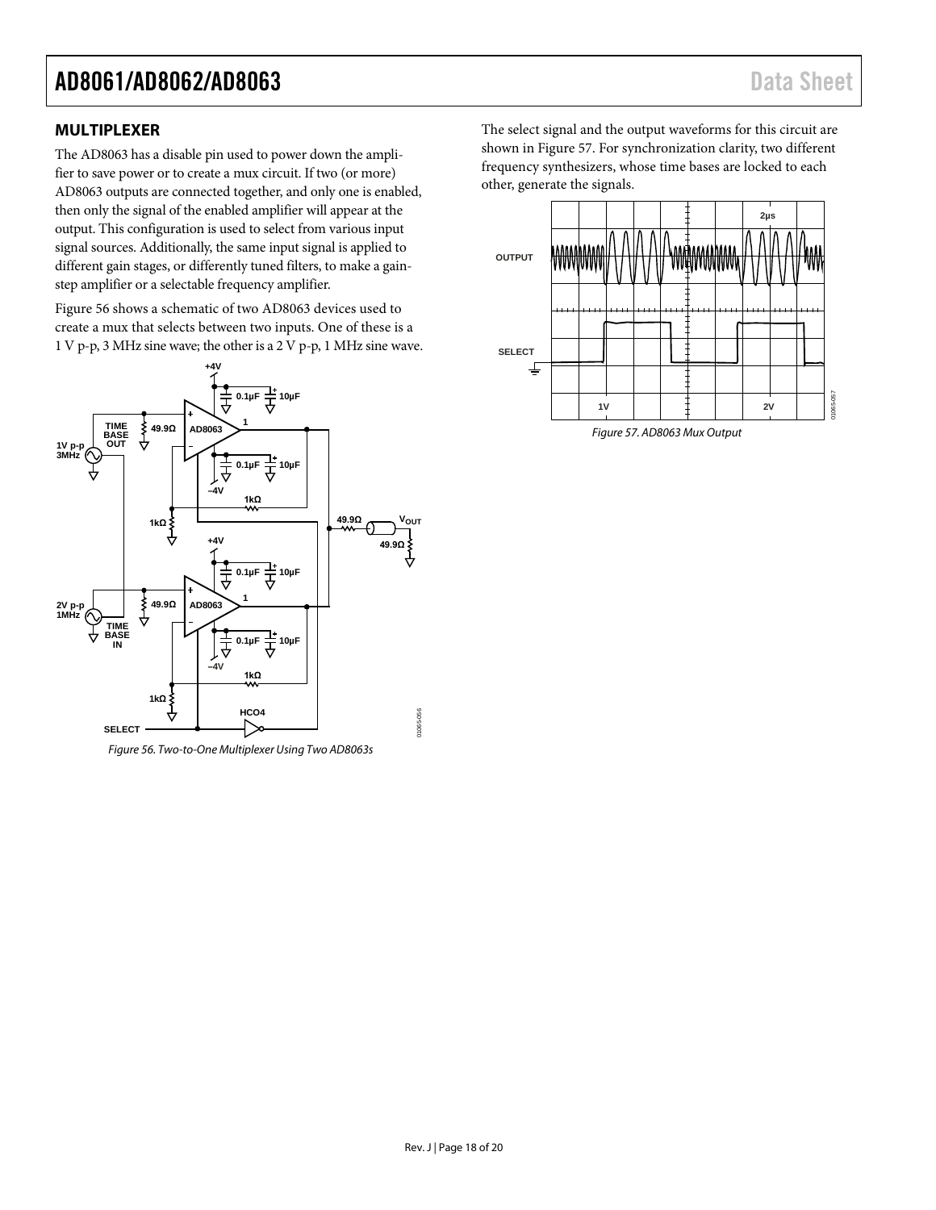## MULTIPLEXER

The AD8063 has a disable pin used to power down the amplifier to save power or to create a mux circuit. If two (or more) AD8063 outputs are connected together, and only one is enabled, then only the signal of the enabled amplifier will appear at the output. This configuration is used to select from various input signal sources. Additionally, the same input signal is applied to different gain stages, or differently tuned filters, to make a gain-step amplifier or a selectable frequency amplifier.

Figure 56 shows a schematic of two AD8063 devices used to create a mux that selects between two inputs. One of these is a 1 V p-p, 3 MHz sine wave; the other is a 2 V p-p, 1 MHz sine wave.

*Figure 56. Two-to-One Multiplexer Using Two AD8063s*

The select signal and the output waveforms for this circuit are shown in Figure 57. For synchronization clarity, two different frequency synthesizers, whose time bases are locked to each other, generate the signals.

*Figure 57. AD8063 Mux Output*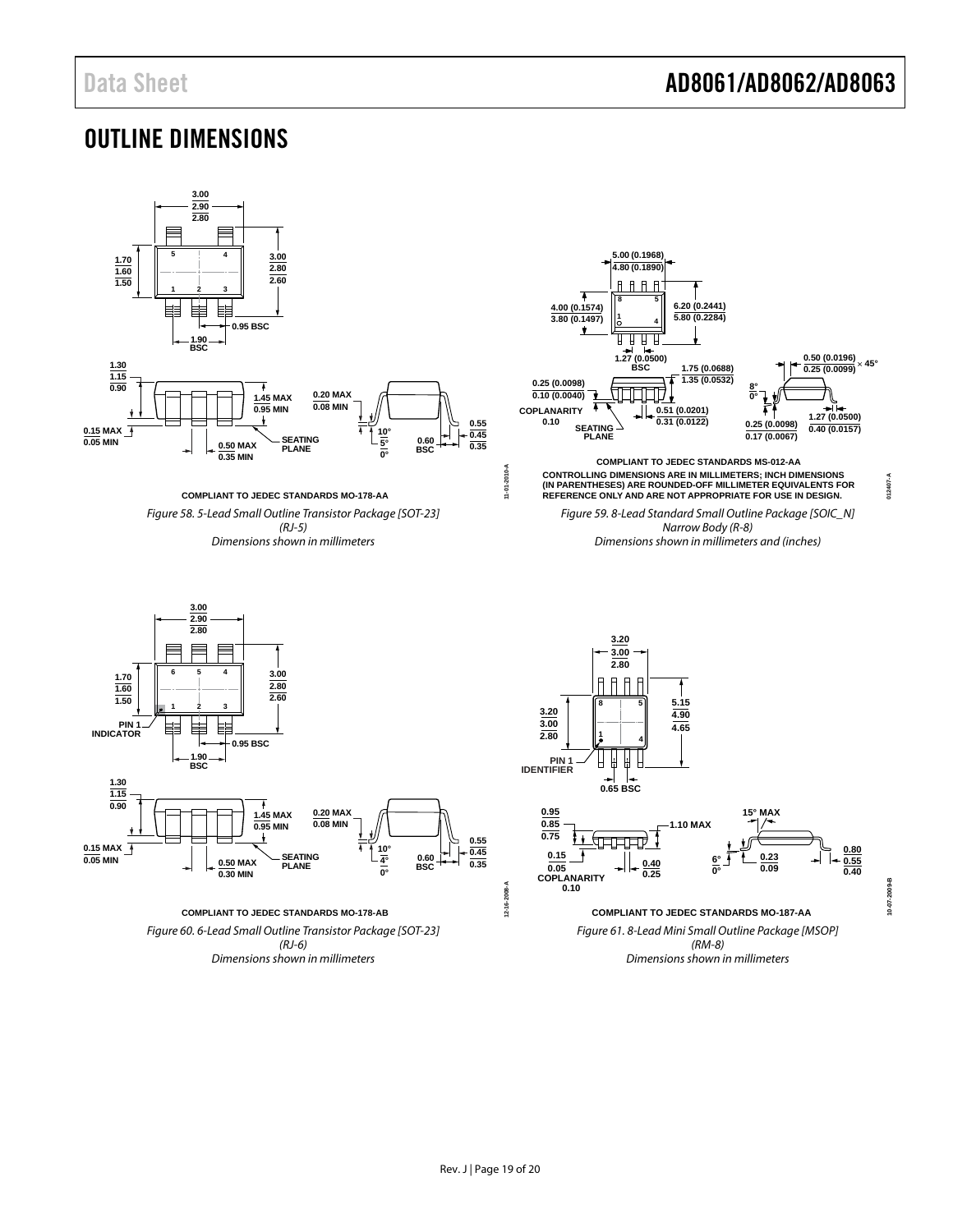# OUTLINE DIMENSIONS

COMPLIANT TO JEDEC STANDARDS MO-178-AA

*Figure 58. 5-Lead Small Outline Transistor Package [SOT-23] (RJ-5) Dimensions shown in millimeters*

COMPLIANT TO JEDEC STANDARDS MS-012-AA

CONTROLLING DIMENSIONS ARE IN MILLIMETERS; INCH DIMENSIONS (IN PARENTHESES) ARE ROUNDED-OFF MILLIMETER EQUIVALENTS FOR REFERENCE ONLY AND ARE NOT APPROPRIATE FOR USE IN DESIGN.

*Figure 59. 8-Lead Standard Small Outline Package [SOIC_N] Narrow Body (R-8) Dimensions shown in millimeters and (inches)*

COMPLIANT TO JEDEC STANDARDS MO-178-AB

*Figure 60. 6-Lead Small Outline Transistor Package [SOT-23] (RJ-6) Dimensions shown in millimeters*

COMPLIANT TO JEDEC STANDARDS MO-187-AA

*Figure 61. 8-Lead Mini Small Outline Package [MSOP] (RM-8) Dimensions shown in millimeters*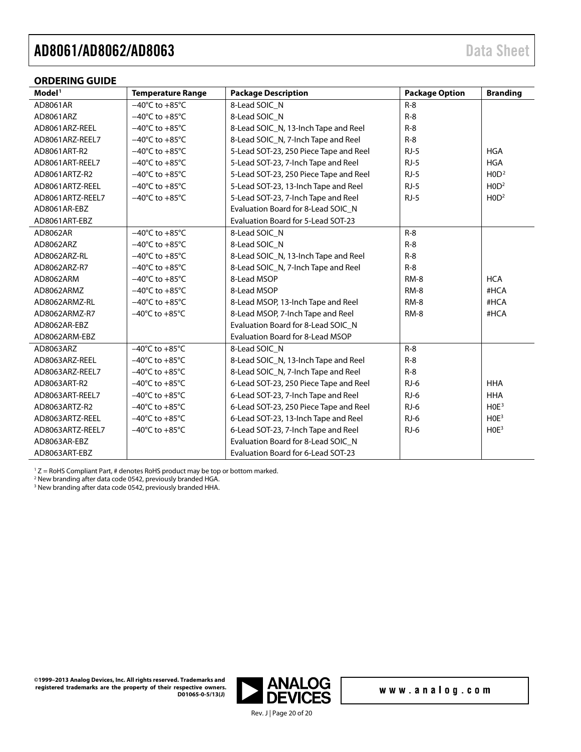## ORDERING GUIDE

| Model[1] | Temperature Range | Package Description | Package Option | Branding |
|---|---|---|---|---|
| AD8061AR | −40°C to +85°C | 8-Lead SOIC_N | R-8 | |
| AD8061ARZ | −40°C to +85°C | 8-Lead SOIC_N | R-8 | |
| AD8061ARZ-REEL | −40°C to +85°C | 8-Lead SOIC_N, 13-Inch Tape and Reel | R-8 | |
| AD8061ARZ-REEL7 | −40°C to +85°C | 8-Lead SOIC_N, 7-Inch Tape and Reel | R-8 | |
| AD8061ART-R2 | −40°C to +85°C | 5-Lead SOT-23, 250 Piece Tape and Reel | RJ-5 | HGA |
| AD8061ART-REEL7 | −40°C to +85°C | 5-Lead SOT-23, 7-Inch Tape and Reel | RJ-5 | HGA |
| AD8061ARTZ-R2 | −40°C to +85°C | 5-Lead SOT-23, 250 Piece Tape and Reel | RJ-5 | H0D[2] |
| AD8061ARTZ-REEL | −40°C to +85°C | 5-Lead SOT-23, 13-Inch Tape and Reel | RJ-5 | H0D[2] |
| AD8061ARTZ-REEL7 | −40°C to +85°C | 5-Lead SOT-23, 7-Inch Tape and Reel | RJ-5 | H0D[2] |
| AD8061AR-EBZ | | Evaluation Board for 8-Lead SOIC_N | | |
| AD8061ART-EBZ | | Evaluation Board for 5-Lead SOT-23 | | |
| AD8062AR | −40°C to +85°C | 8-Lead SOIC_N | R-8 | |
| AD8062ARZ | −40°C to +85°C | 8-Lead SOIC_N | R-8 | |
| AD8062ARZ-RL | −40°C to +85°C | 8-Lead SOIC_N, 13-Inch Tape and Reel | R-8 | |
| AD8062ARZ-R7 | −40°C to +85°C | 8-Lead SOIC_N, 7-Inch Tape and Reel | R-8 | |
| AD8062ARM | −40°C to +85°C | 8-Lead MSOP | RM-8 | HCA |
| AD8062ARMZ | −40°C to +85°C | 8-Lead MSOP | RM-8 | #HCA |
| AD8062ARMZ-RL | −40°C to +85°C | 8-Lead MSOP, 13-Inch Tape and Reel | RM-8 | #HCA |
| AD8062ARMZ-R7 | −40°C to +85°C | 8-Lead MSOP, 7-Inch Tape and Reel | RM-8 | #HCA |
| AD8062AR-EBZ | | Evaluation Board for 8-Lead SOIC_N | | |
| AD8062ARM-EBZ | | Evaluation Board for 8-Lead MSOP | | |
| AD8063ARZ | −40°C to +85°C | 8-Lead SOIC_N | R-8 | |
| AD8063ARZ-REEL | −40°C to +85°C | 8-Lead SOIC_N, 13-Inch Tape and Reel | R-8 | |
| AD8063ARZ-REEL7 | −40°C to +85°C | 8-Lead SOIC_N, 7-Inch Tape and Reel | R-8 | |
| AD8063ART-R2 | −40°C to +85°C | 6-Lead SOT-23, 250 Piece Tape and Reel | RJ-6 | HHA |
| AD8063ART-REEL7 | −40°C to +85°C | 6-Lead SOT-23, 7-Inch Tape and Reel | RJ-6 | HHA |
| AD8063ARTZ-R2 | −40°C to +85°C | 6-Lead SOT-23, 250 Piece Tape and Reel | RJ-6 | H0E[3] |
| AD8063ARTZ-REEL | −40°C to +85°C | 6-Lead SOT-23, 13-Inch Tape and Reel | RJ-6 | H0E[3] |
| AD8063ARTZ-REEL7 | −40°C to +85°C | 6-Lead SOT-23, 7-Inch Tape and Reel | RJ-6 | H0E[3] |
| AD8063AR-EBZ | | Evaluation Board for 8-Lead SOIC_N | | |
| AD8063ART-EBZ | | Evaluation Board for 6-Lead SOT-23 | | |

[1] Z = RoHS Compliant Part, # denotes RoHS product may be top or bottom marked.
[2] New branding after data code 0542, previously branded HGA.
[3] New branding after data code 0542, previously branded HHA.

**©1999–2013 Analog Devices, Inc. All rights reserved. Trademarks and registered trademarks are the property of their respective owners. D01065-0-5/13(J)**

www.analog.com